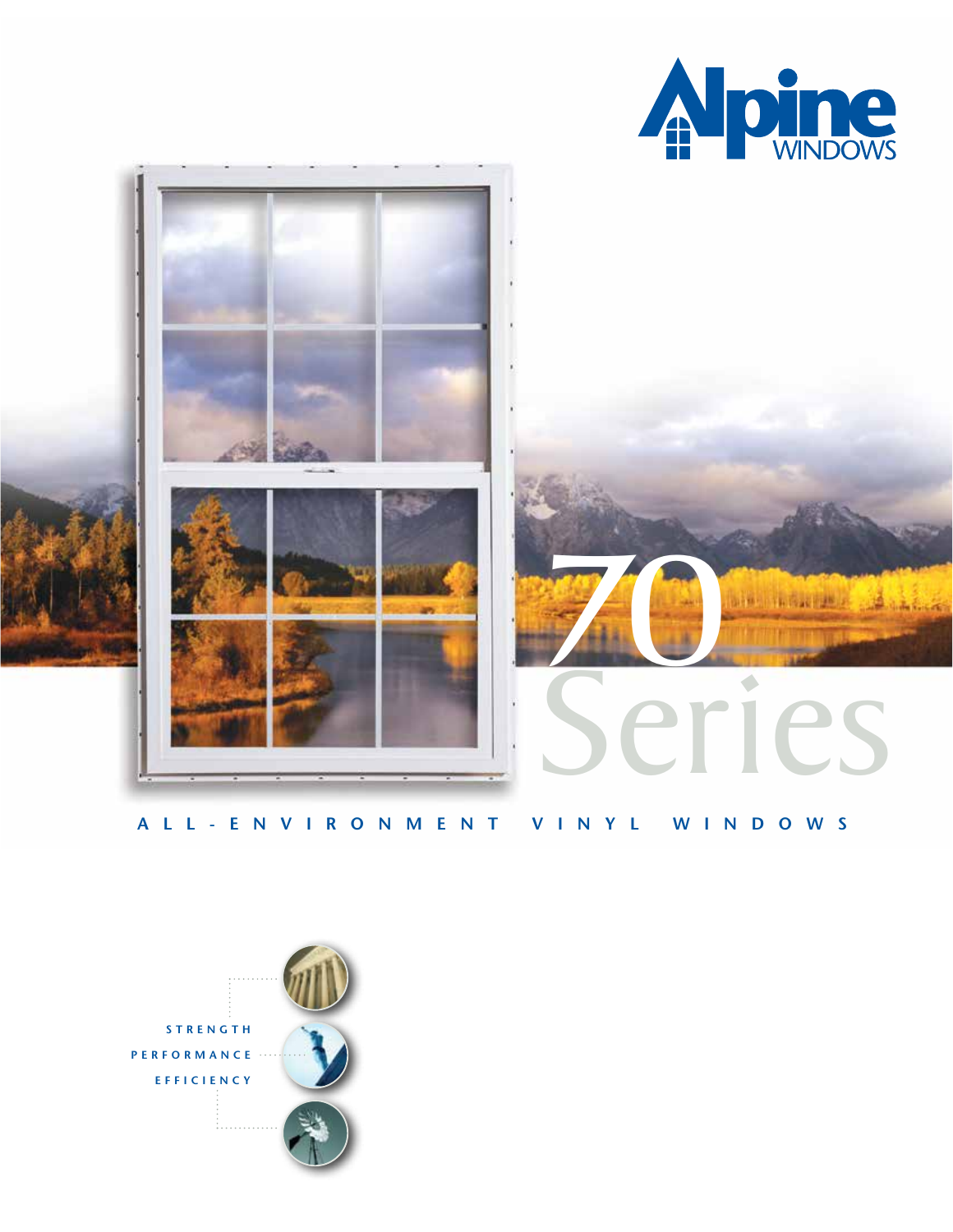# Alpine WINDOWS

# 70 Series

## ALL-ENVIRONMENT VINYL WINDOWS

STRENGTH

PERFORMANCE

EFFICIENCY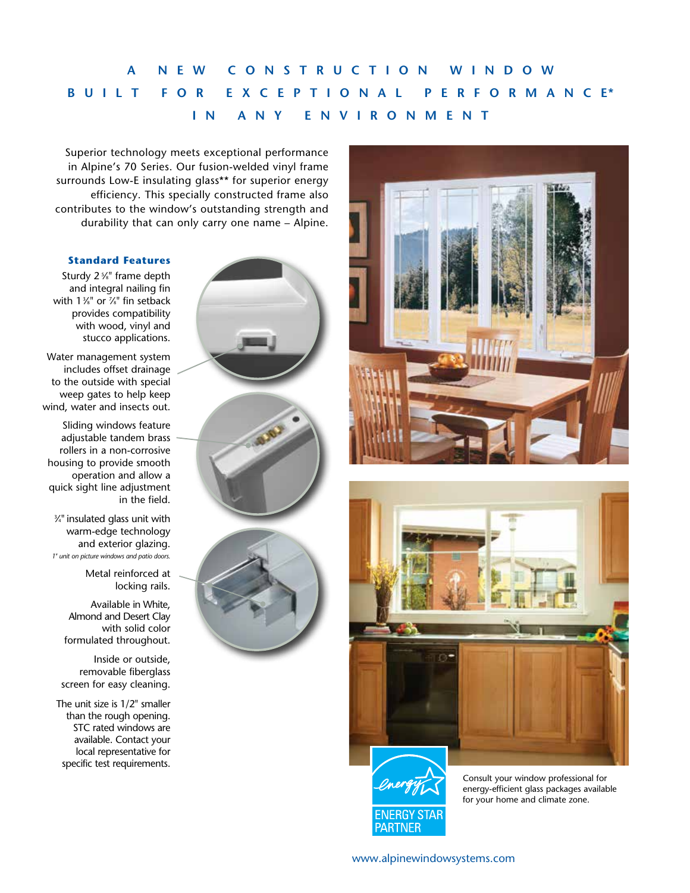# A NEW CONSTRUCTION WINDOW BUILT FOR EXCEPTIONAL PERFORMANCE* IN ANY ENVIRONMENT

Superior technology meets exceptional performance in Alpine's 70 Series. Our fusion-welded vinyl frame surrounds Low-E insulating glass** for superior energy efficiency. This specially constructed frame also contributes to the window's outstanding strength and durability that can only carry one name – Alpine.

### Standard Features

Sturdy 2 5⁄8" frame depth and integral nailing fin with 1 3⁄8" or 7⁄8" fin setback provides compatibility with wood, vinyl and stucco applications.

Water management system includes offset drainage to the outside with special weep gates to help keep wind, water and insects out.

Sliding windows feature adjustable tandem brass rollers in a non-corrosive housing to provide smooth operation and allow a quick sight line adjustment in the field.

3⁄4" insulated glass unit with warm-edge technology and exterior glazing.
*1" unit on picture windows and patio doors.*

Metal reinforced at locking rails.

Available in White, Almond and Desert Clay with solid color formulated throughout.

Inside or outside, removable fiberglass screen for easy cleaning.

The unit size is 1/2" smaller than the rough opening. STC rated windows are available. Contact your local representative for specific test requirements.

ENERGY STAR PARTNER

Consult your window professional for energy-efficient glass packages available for your home and climate zone.

www.alpinewindowsystems.com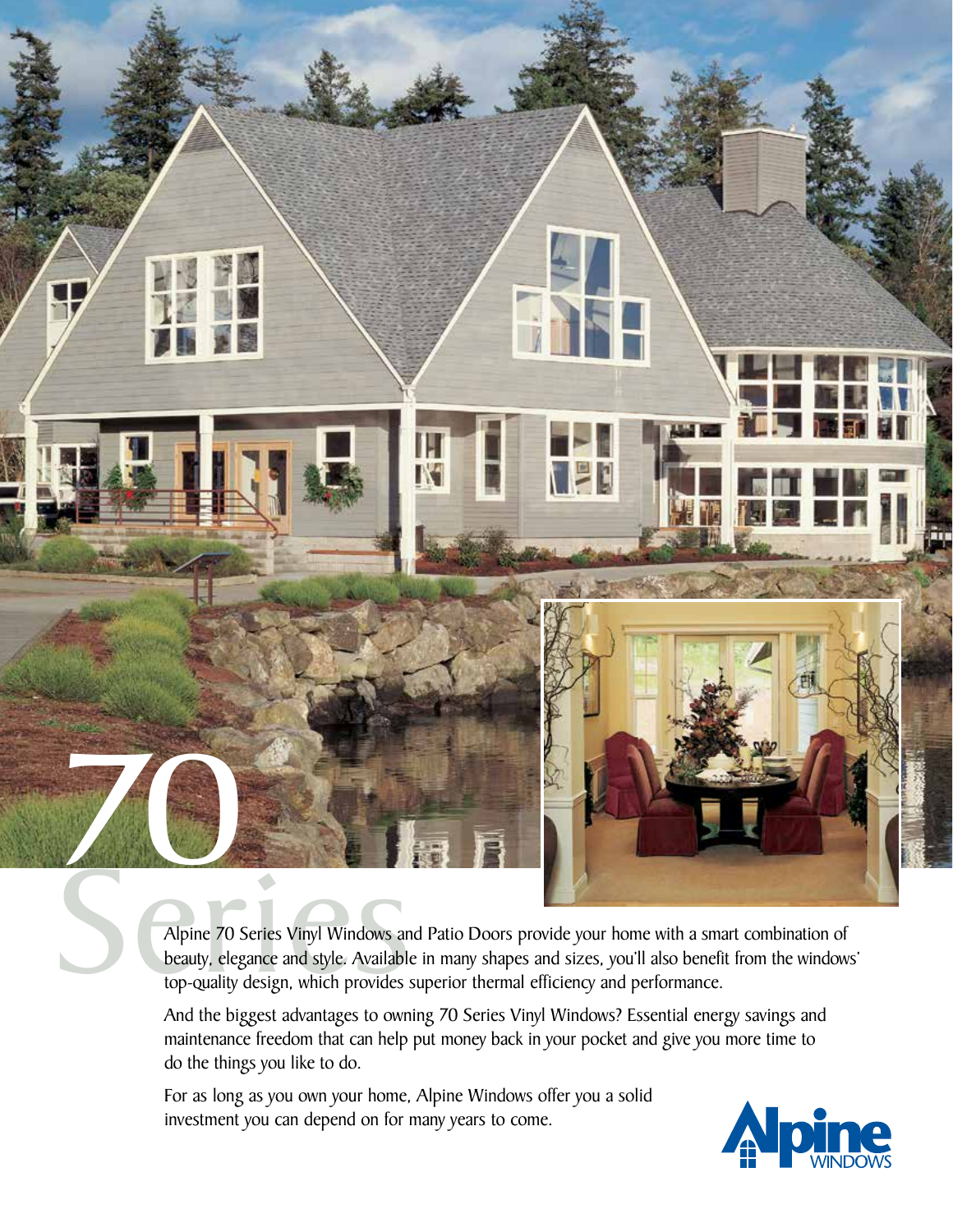# 70 Series

Alpine 70 Series Vinyl Windows and Patio Doors provide your home with a smart combination of beauty, elegance and style. Available in many shapes and sizes, you'll also benefit from the windows' top-quality design, which provides superior thermal efficiency and performance.

And the biggest advantages to owning 70 Series Vinyl Windows? Essential energy savings and maintenance freedom that can help put money back in your pocket and give you more time to do the things you like to do.

For as long as you own your home, Alpine Windows offer you a solid investment you can depend on for many years to come.

Alpine WINDOWS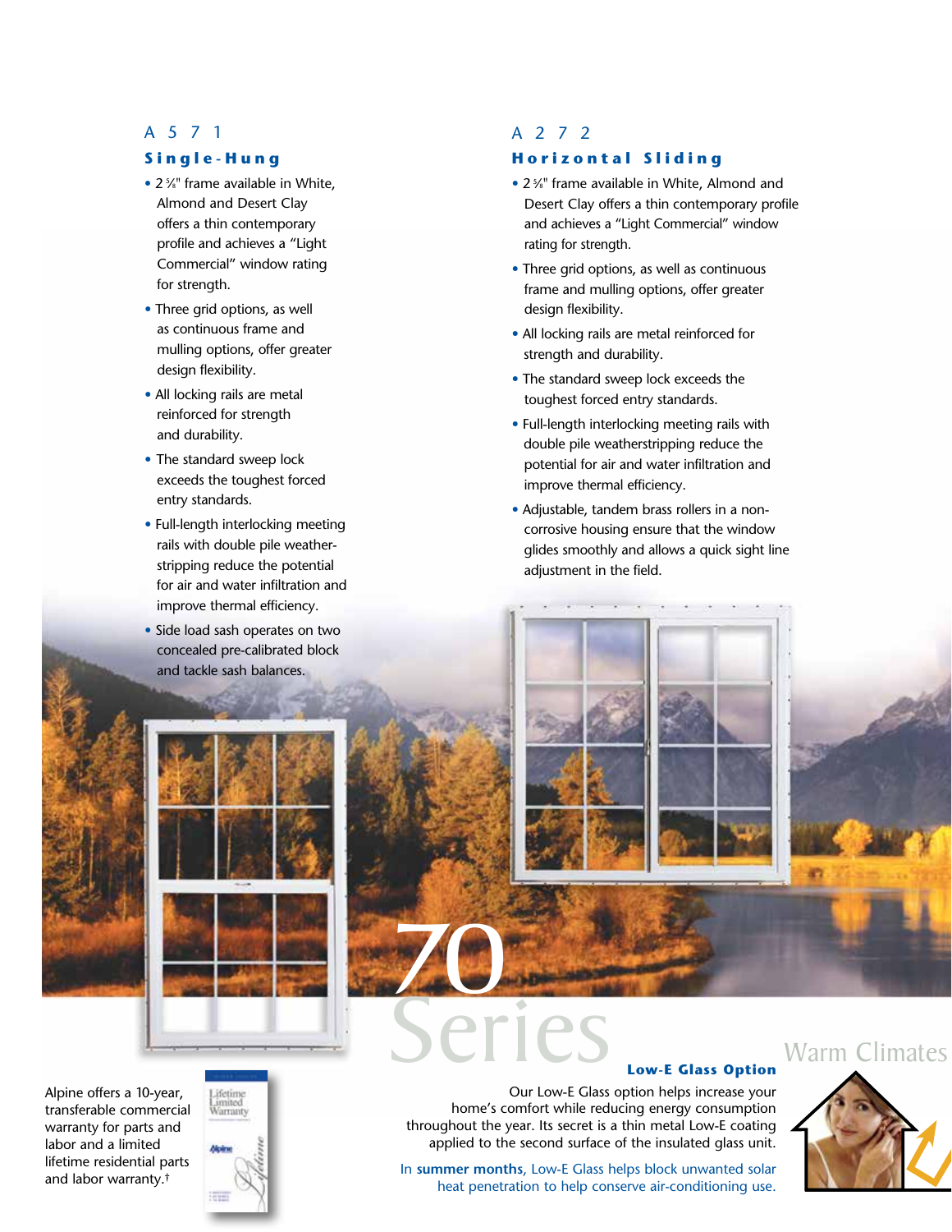## A 5 7 1

### Single-Hung

- 2 ⅝" frame available in White, Almond and Desert Clay offers a thin contemporary profile and achieves a "Light Commercial" window rating for strength.
- Three grid options, as well as continuous frame and mulling options, offer greater design flexibility.
- All locking rails are metal reinforced for strength and durability.
- The standard sweep lock exceeds the toughest forced entry standards.
- Full-length interlocking meeting rails with double pile weather-stripping reduce the potential for air and water infiltration and improve thermal efficiency.
- Side load sash operates on two concealed pre-calibrated block and tackle sash balances.

## A 2 7 2

### Horizontal Sliding

- 2 ⅝" frame available in White, Almond and Desert Clay offers a thin contemporary profile and achieves a "Light Commercial" window rating for strength.
- Three grid options, as well as continuous frame and mulling options, offer greater design flexibility.
- All locking rails are metal reinforced for strength and durability.
- The standard sweep lock exceeds the toughest forced entry standards.
- Full-length interlocking meeting rails with double pile weatherstripping reduce the potential for air and water infiltration and improve thermal efficiency.
- Adjustable, tandem brass rollers in a non-corrosive housing ensure that the window glides smoothly and allows a quick sight line adjustment in the field.

# 70 Series

Alpine offers a 10-year, transferable commercial warranty for parts and labor and a limited lifetime residential parts and labor warranty.†

### Low-E Glass Option

Our Low-E Glass option helps increase your home's comfort while reducing energy consumption throughout the year. Its secret is a thin metal Low-E coating applied to the second surface of the insulated glass unit.

In **summer months**, Low-E Glass helps block unwanted solar heat penetration to help conserve air-conditioning use.

Warm Climates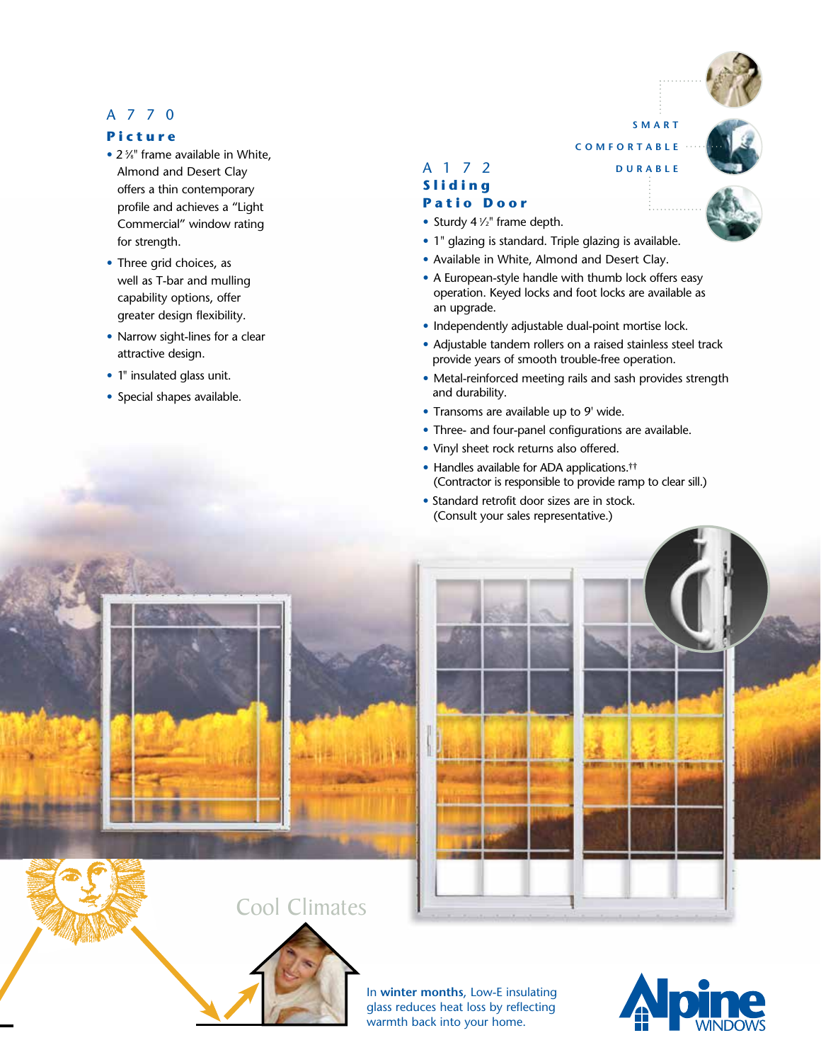## A 770
### Picture

- 2 ⅝" frame available in White, Almond and Desert Clay offers a thin contemporary profile and achieves a "Light Commercial" window rating for strength.
- Three grid choices, as well as T-bar and mulling capability options, offer greater design flexibility.
- Narrow sight-lines for a clear attractive design.
- 1" insulated glass unit.
- Special shapes available.

SMART
COMFORTABLE
DURABLE

## A 172
### Sliding Patio Door

- Sturdy 4 ½" frame depth.
- 1" glazing is standard. Triple glazing is available.
- Available in White, Almond and Desert Clay.
- A European-style handle with thumb lock offers easy operation. Keyed locks and foot locks are available as an upgrade.
- Independently adjustable dual-point mortise lock.
- Adjustable tandem rollers on a raised stainless steel track provide years of smooth trouble-free operation.
- Metal-reinforced meeting rails and sash provides strength and durability.
- Transoms are available up to 9' wide.
- Three- and four-panel configurations are available.
- Vinyl sheet rock returns also offered.
- Handles available for ADA applications.†† (Contractor is responsible to provide ramp to clear sill.)
- Standard retrofit door sizes are in stock. (Consult your sales representative.)

Cool Climates

In **winter months**, Low-E insulating glass reduces heat loss by reflecting warmth back into your home.

Alpine WINDOWS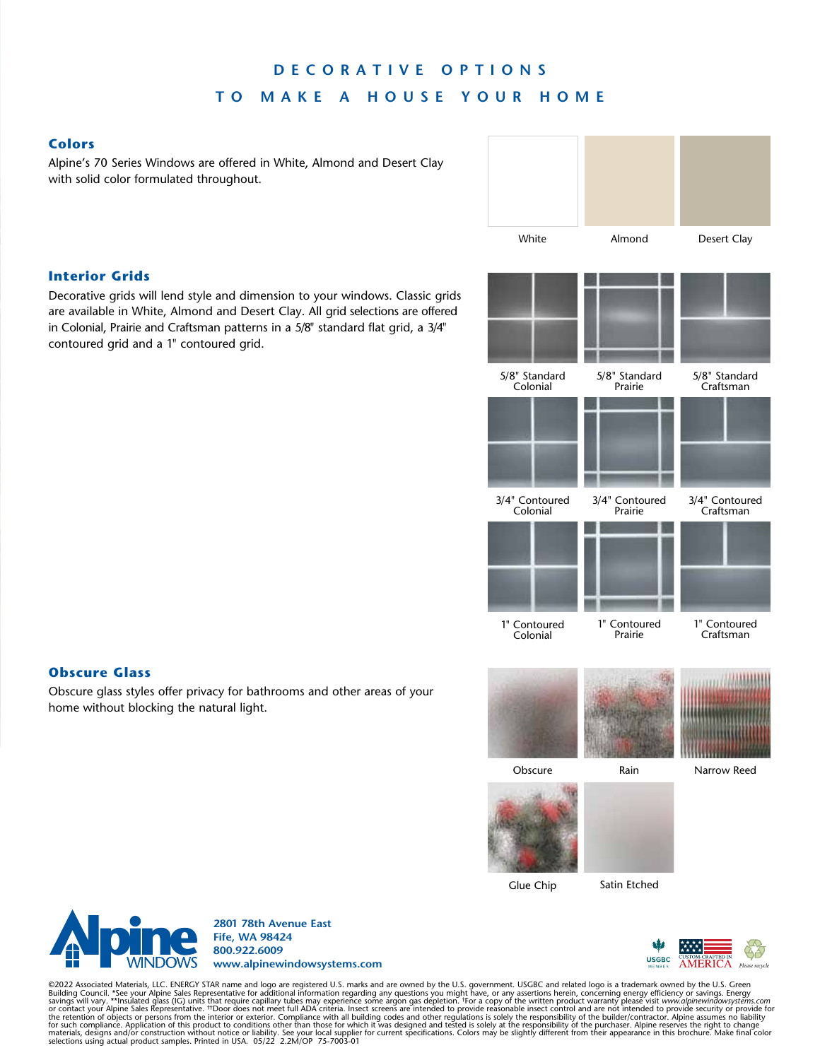# DECORATIVE OPTIONS
# TO MAKE A HOUSE YOUR HOME

## Colors

Alpine's 70 Series Windows are offered in White, Almond and Desert Clay with solid color formulated throughout.

White

Almond

Desert Clay

## Interior Grids

Decorative grids will lend style and dimension to your windows. Classic grids are available in White, Almond and Desert Clay. All grid selections are offered in Colonial, Prairie and Craftsman patterns in a 5/8" standard flat grid, a 3/4" contoured grid and a 1" contoured grid.

5/8" Standard Colonial

5/8" Standard Prairie

5/8" Standard Craftsman

3/4" Contoured Colonial

3/4" Contoured Prairie

3/4" Contoured Craftsman

1" Contoured Colonial

1" Contoured Prairie

1" Contoured Craftsman

## Obscure Glass

Obscure glass styles offer privacy for bathrooms and other areas of your home without blocking the natural light.

Obscure

Rain

Narrow Reed

Glue Chip

Satin Etched

**Alpine WINDOWS**

**2801 78th Avenue East**
**Fife, WA 98424**
**800.922.6009**
**www.alpinewindowsystems.com**

USGBC MEMBER

CUSTOM-CRAFTED IN AMERICA

Please recycle

©2022 Associated Materials, LLC. ENERGY STAR name and logo are registered U.S. marks and are owned by the U.S. government. USGBC and related logo is a trademark owned by the U.S. Green Building Council. *See your Alpine Sales Representative for additional information regarding any questions you might have, or any assertions herein, concerning energy efficiency or savings. Energy savings will vary. **Insulated glass (IG) units that require capillary tubes may experience some argon gas depletion. †For a copy of the written product warranty please visit *www.alpinewindowsystems.com* or contact your Alpine Sales Representative. ††Door does not meet full ADA criteria. Insect screens are intended to provide reasonable insect control and are not intended to provide security or provide for the retention of objects or persons from the interior or exterior. Compliance with all building codes and other regulations is solely the responsibility of the builder/contractor. Alpine assumes no liability for such compliance. Application of this product to conditions other than those for which it was designed and tested is solely at the responsibility of the purchaser. Alpine reserves the right to change materials, designs and/or construction without notice or liability. See your local supplier for current specifications. Colors may be slightly different from their appearance in this brochure. Make final color selections using actual product samples. Printed in USA. 05/22 2.2M/OP 75-7003-01